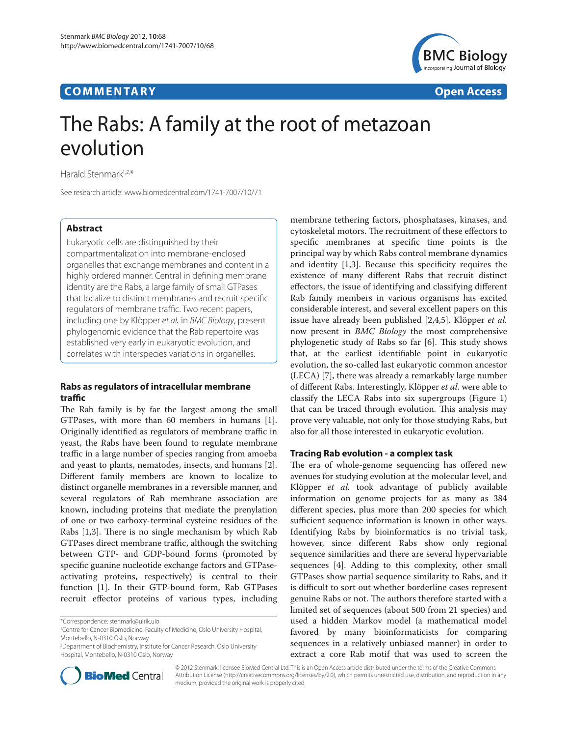COMMENTARY

Open Access

# The Rabs: A family at the root of metazoan evolution

Harald Stenmark[1,2,*]

See research article: www.biomedcentral.com/1741-7007/10/71

## Abstract

Eukaryotic cells are distinguished by their compartmentalization into membrane-enclosed organelles that exchange membranes and content in a highly ordered manner. Central in defining membrane identity are the Rabs, a large family of small GTPases that localize to distinct membranes and recruit specific regulators of membrane traffic. Two recent papers, including one by Klöpper *et al.* in *BMC Biology*, present phylogenomic evidence that the Rab repertoire was established very early in eukaryotic evolution, and correlates with interspecies variations in organelles.

## Rabs as regulators of intracellular membrane traffic

The Rab family is by far the largest among the small GTPases, with more than 60 members in humans [1]. Originally identified as regulators of membrane traffic in yeast, the Rabs have been found to regulate membrane traffic in a large number of species ranging from amoeba and yeast to plants, nematodes, insects, and humans [2]. Different family members are known to localize to distinct organelle membranes in a reversible manner, and several regulators of Rab membrane association are known, including proteins that mediate the prenylation of one or two carboxy-terminal cysteine residues of the Rabs [1,3]. There is no single mechanism by which Rab GTPases direct membrane traffic, although the switching between GTP- and GDP-bound forms (promoted by specific guanine nucleotide exchange factors and GTPase-activating proteins, respectively) is central to their function [1]. In their GTP-bound form, Rab GTPases recruit effector proteins of various types, including membrane tethering factors, phosphatases, kinases, and cytoskeletal motors. The recruitment of these effectors to specific membranes at specific time points is the principal way by which Rabs control membrane dynamics and identity [1,3]. Because this specificity requires the existence of many different Rabs that recruit distinct effectors, the issue of identifying and classifying different Rab family members in various organisms has excited considerable interest, and several excellent papers on this issue have already been published [2,4,5]. Klöpper *et al.* now present in *BMC Biology* the most comprehensive phylogenetic study of Rabs so far [6]. This study shows that, at the earliest identifiable point in eukaryotic evolution, the so-called last eukaryotic common ancestor (LECA) [7], there was already a remarkably large number of different Rabs. Interestingly, Klöpper *et al.* were able to classify the LECA Rabs into six supergroups (Figure 1) that can be traced through evolution. This analysis may prove very valuable, not only for those studying Rabs, but also for all those interested in eukaryotic evolution.

## Tracing Rab evolution - a complex task

The era of whole-genome sequencing has offered new avenues for studying evolution at the molecular level, and Klöpper *et al.* took advantage of publicly available information on genome projects for as many as 384 different species, plus more than 200 species for which sufficient sequence information is known in other ways. Identifying Rabs by bioinformatics is no trivial task, however, since different Rabs show only regional sequence similarities and there are several hypervariable sequences [4]. Adding to this complexity, other small GTPases show partial sequence similarity to Rabs, and it is difficult to sort out whether borderline cases represent genuine Rabs or not. The authors therefore started with a limited set of sequences (about 500 from 21 species) and used a hidden Markov model (a mathematical model favored by many bioinformaticists for comparing sequences in a relatively unbiased manner) in order to extract a core Rab motif that was used to screen the

*Correspondence: stenmark@ulrik.uio
[1]Centre for Cancer Biomedicine, Faculty of Medicine, Oslo University Hospital, Montebello, N-0310 Oslo, Norway
[2]Department of Biochemistry, Institute for Cancer Research, Oslo University Hospital, Montebello, N-0310 Oslo, Norway

© 2012 Stenmark; licensee BioMed Central Ltd. This is an Open Access article distributed under the terms of the Creative Commons Attribution License (http://creativecommons.org/licenses/by/2.0), which permits unrestricted use, distribution, and reproduction in any medium, provided the original work is properly cited.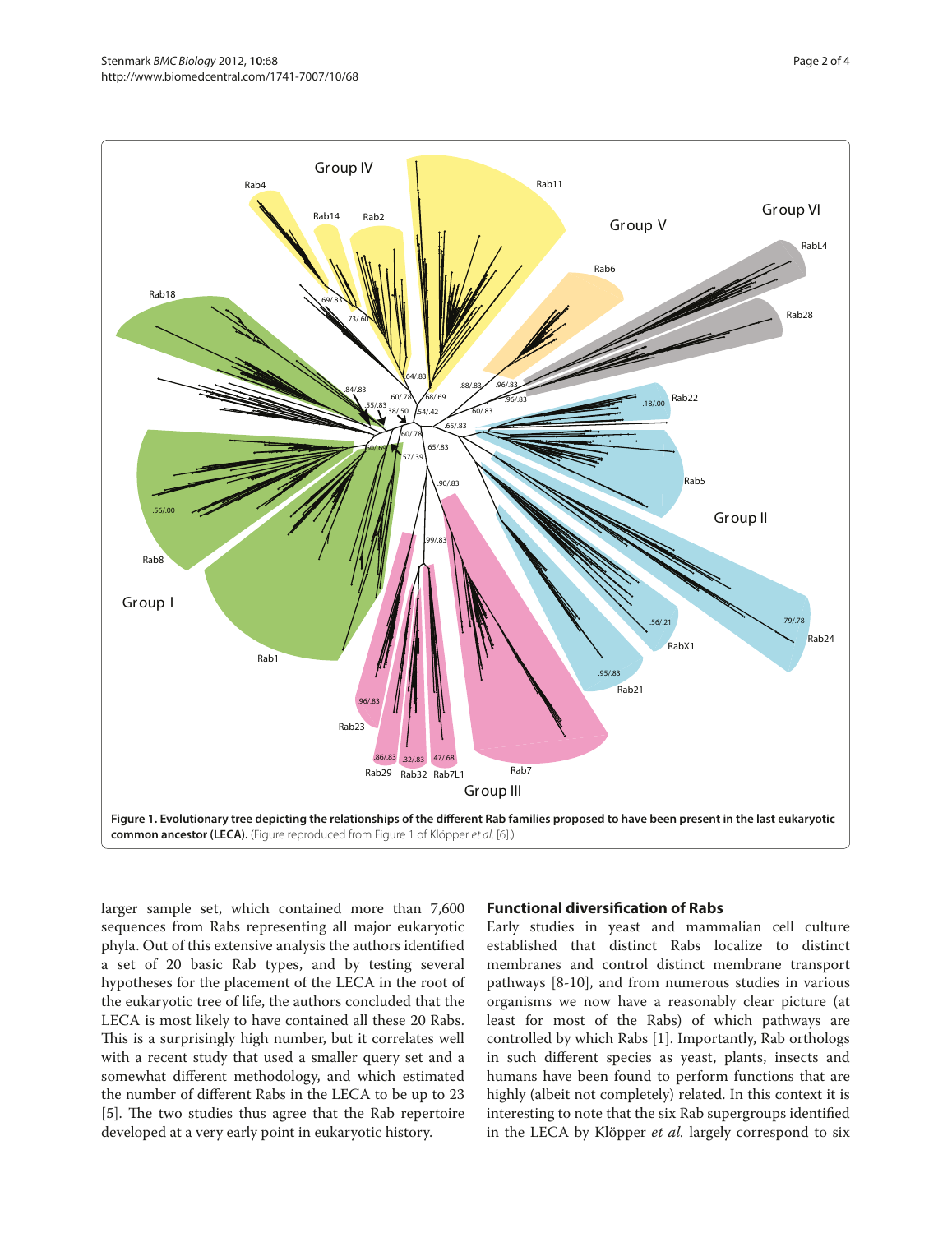**Figure 1. Evolutionary tree depicting the relationships of the different Rab families proposed to have been present in the last eukaryotic common ancestor (LECA).** (Figure reproduced from Figure 1 of Klöpper *et al.* [6].)

larger sample set, which contained more than 7,600 sequences from Rabs representing all major eukaryotic phyla. Out of this extensive analysis the authors identified a set of 20 basic Rab types, and by testing several hypotheses for the placement of the LECA in the root of the eukaryotic tree of life, the authors concluded that the LECA is most likely to have contained all these 20 Rabs. This is a surprisingly high number, but it correlates well with a recent study that used a smaller query set and a somewhat different methodology, and which estimated the number of different Rabs in the LECA to be up to 23 [5]. The two studies thus agree that the Rab repertoire developed at a very early point in eukaryotic history.

## Functional diversification of Rabs

Early studies in yeast and mammalian cell culture established that distinct Rabs localize to distinct membranes and control distinct membrane transport pathways [8-10], and from numerous studies in various organisms we now have a reasonably clear picture (at least for most of the Rabs) of which pathways are controlled by which Rabs [1]. Importantly, Rab orthologs in such different species as yeast, plants, insects and humans have been found to perform functions that are highly (albeit not completely) related. In this context it is interesting to note that the six Rab supergroups identified in the LECA by Klöpper *et al.* largely correspond to six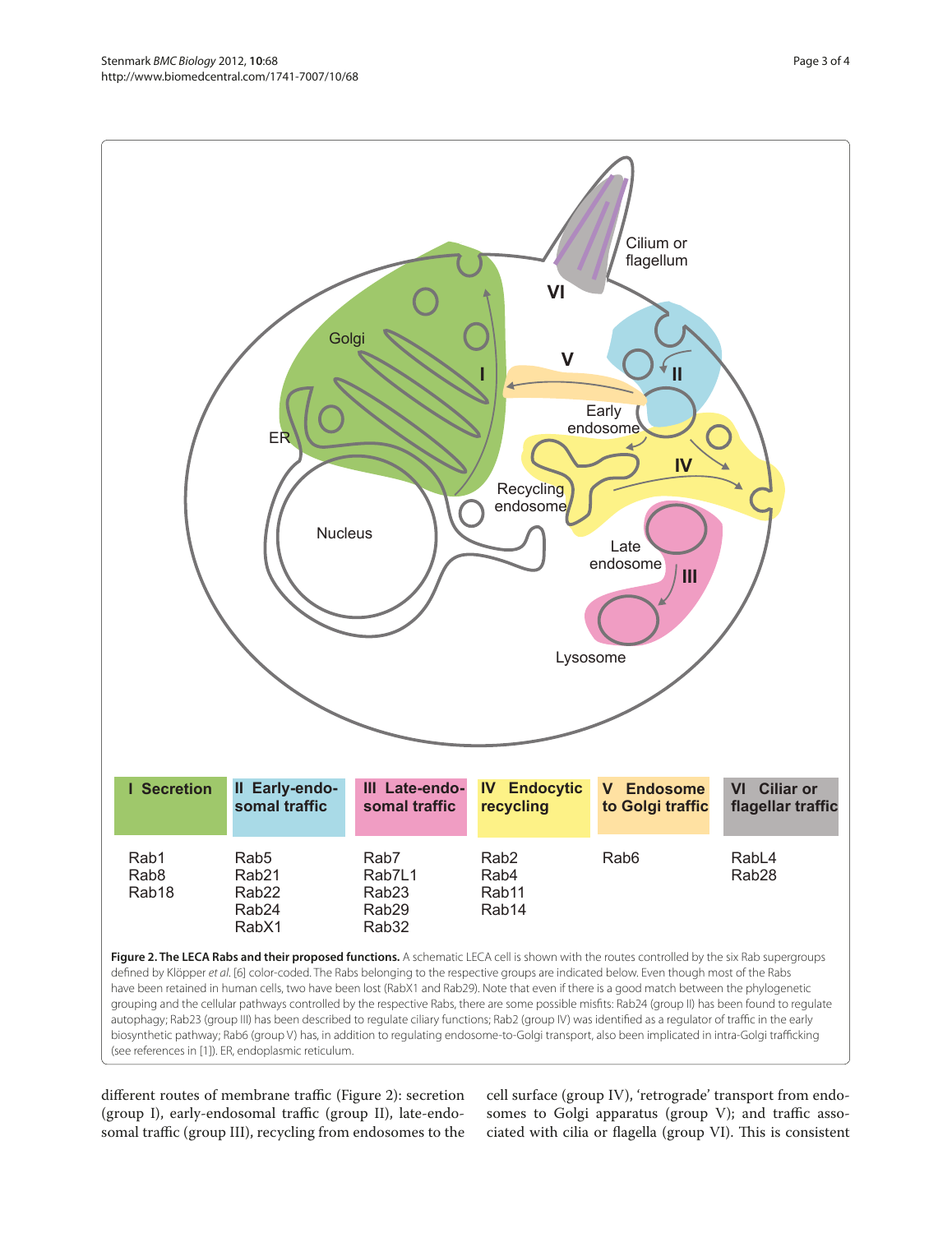| I Secretion | II Early-endosomal traffic | III Late-endosomal traffic | IV Endocytic recycling | V Endosome to Golgi traffic | VI Ciliar or flagellar traffic |
| --- | --- | --- | --- | --- | --- |
| Rab1<br>Rab8<br>Rab18 | Rab5<br>Rab21<br>Rab22<br>Rab24<br>RabX1 | Rab7<br>Rab7L1<br>Rab23<br>Rab29<br>Rab32 | Rab2<br>Rab4<br>Rab11<br>Rab14 | Rab6 | RabL4<br>Rab28 |

**Figure 2. The LECA Rabs and their proposed functions.** A schematic LECA cell is shown with the routes controlled by the six Rab supergroups defined by Klöpper *et al.* [6] color-coded. The Rabs belonging to the respective groups are indicated below. Even though most of the Rabs have been retained in human cells, two have been lost (RabX1 and Rab29). Note that even if there is a good match between the phylogenetic grouping and the cellular pathways controlled by the respective Rabs, there are some possible misfits: Rab24 (group II) has been found to regulate autophagy; Rab23 (group III) has been described to regulate ciliary functions; Rab2 (group IV) was identified as a regulator of traffic in the early biosynthetic pathway; Rab6 (group V) has, in addition to regulating endosome-to-Golgi transport, also been implicated in intra-Golgi trafficking (see references in [1]). ER, endoplasmic reticulum.

different routes of membrane traffic (Figure 2): secretion (group I), early-endosomal traffic (group II), late-endosomal traffic (group III), recycling from endosomes to the cell surface (group IV), 'retrograde' transport from endosomes to Golgi apparatus (group V); and traffic associated with cilia or flagella (group VI). This is consistent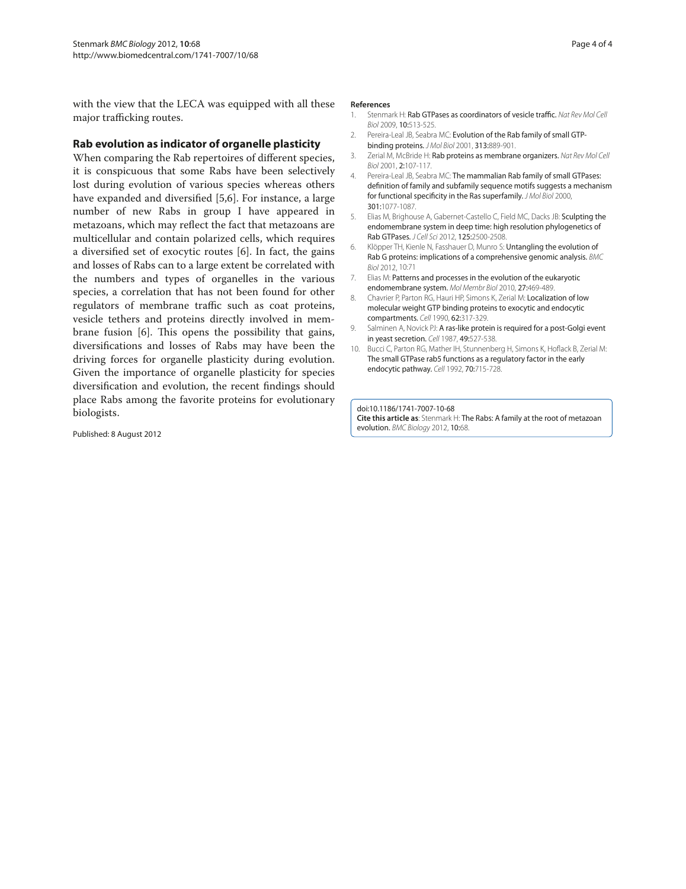with the view that the LECA was equipped with all these major trafficking routes.

## Rab evolution as indicator of organelle plasticity

When comparing the Rab repertoires of different species, it is conspicuous that some Rabs have been selectively lost during evolution of various species whereas others have expanded and diversified [5,6]. For instance, a large number of new Rabs in group I have appeared in metazoans, which may reflect the fact that metazoans are multicellular and contain polarized cells, which requires a diversified set of exocytic routes [6]. In fact, the gains and losses of Rabs can to a large extent be correlated with the numbers and types of organelles in the various species, a correlation that has not been found for other regulators of membrane traffic such as coat proteins, vesicle tethers and proteins directly involved in membrane fusion [6]. This opens the possibility that gains, diversifications and losses of Rabs may have been the driving forces for organelle plasticity during evolution. Given the importance of organelle plasticity for species diversification and evolution, the recent findings should place Rabs among the favorite proteins for evolutionary biologists.

Published: 8 August 2012

### References

1. Stenmark H: **Rab GTPases as coordinators of vesicle traffic.** *Nat Rev Mol Cell Biol* 2009, **10:**513-525.
2. Pereira-Leal JB, Seabra MC: **Evolution of the Rab family of small GTP-binding proteins.** *J Mol Biol* 2001, **313:**889-901.
3. Zerial M, McBride H: **Rab proteins as membrane organizers.** *Nat Rev Mol Cell Biol* 2001, **2:**107-117.
4. Pereira-Leal JB, Seabra MC: **The mammalian Rab family of small GTPases: definition of family and subfamily sequence motifs suggests a mechanism for functional specificity in the Ras superfamily.** *J Mol Biol* 2000, **301:**1077-1087.
5. Elias M, Brighouse A, Gabernet-Castello C, Field MC, Dacks JB: **Sculpting the endomembrane system in deep time: high resolution phylogenetics of Rab GTPases.** *J Cell Sci* 2012, **125:**2500-2508.
6. Klöpper TH, Kienle N, Fasshauer D, Munro S: **Untangling the evolution of Rab G proteins: implications of a comprehensive genomic analysis.** *BMC Biol* 2012, 10:71
7. Elias M: **Patterns and processes in the evolution of the eukaryotic endomembrane system.** *Mol Membr Biol* 2010, **27:**469-489.
8. Chavrier P, Parton RG, Hauri HP, Simons K, Zerial M: **Localization of low molecular weight GTP binding proteins to exocytic and endocytic compartments.** *Cell* 1990, **62:**317-329.
9. Salminen A, Novick PJ: **A ras-like protein is required for a post-Golgi event in yeast secretion.** *Cell* 1987, **49:**527-538.
10. Bucci C, Parton RG, Mather IH, Stunnenberg H, Simons K, Hoflack B, Zerial M: **The small GTPase rab5 functions as a regulatory factor in the early endocytic pathway.** *Cell* 1992, **70:**715-728.

doi:10.1186/1741-7007-10-68
**Cite this article as**: Stenmark H: The Rabs: A family at the root of metazoan evolution. *BMC Biology* 2012, **10:**68.